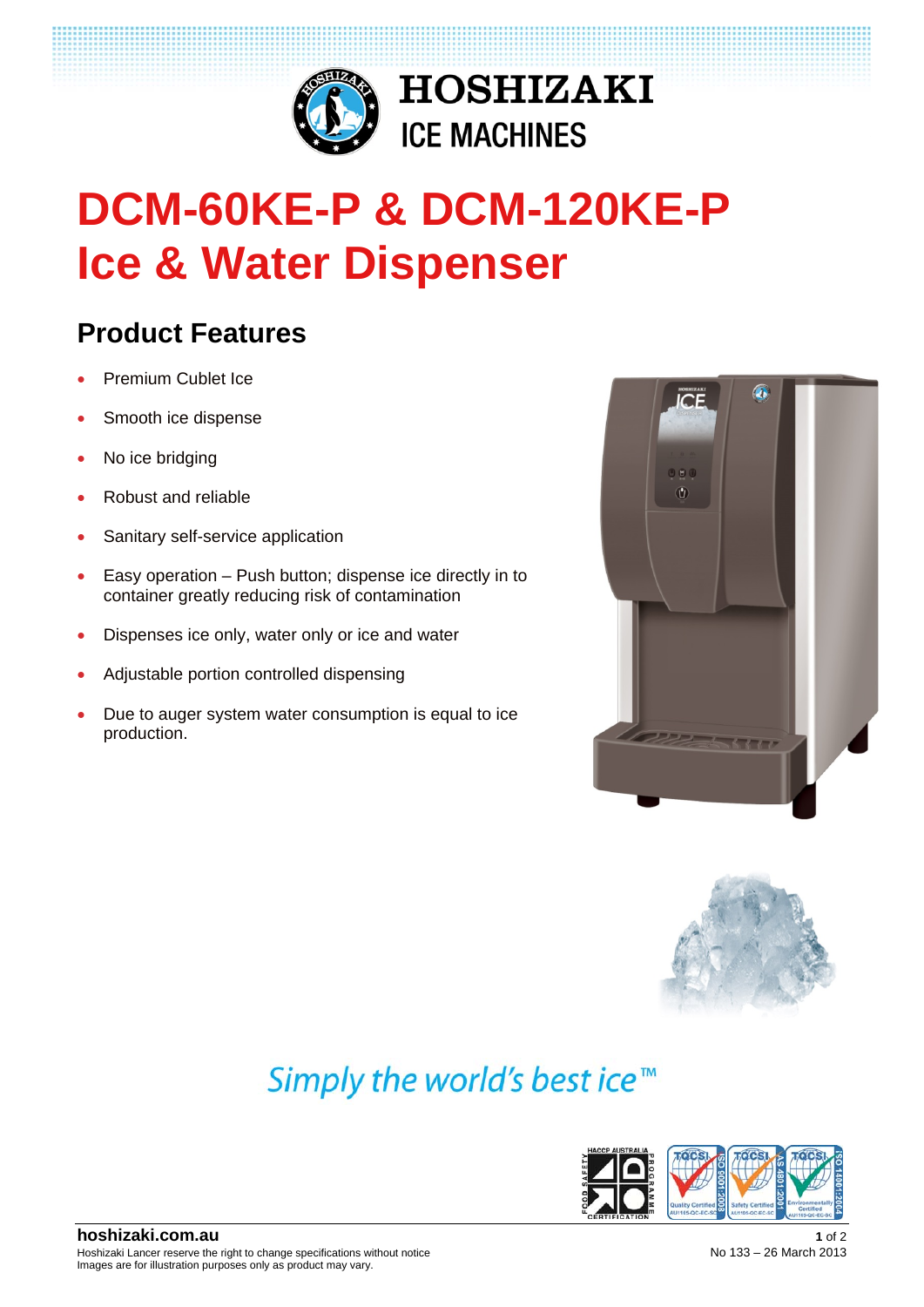HOSHIZAKI
ICE MACHINES

# DCM-60KE-P & DCM-120KE-P Ice & Water Dispenser

## Product Features

- Premium Cublet Ice
- Smooth ice dispense
- No ice bridging
- Robust and reliable
- Sanitary self-service application
- Easy operation – Push button; dispense ice directly in to container greatly reducing risk of contamination
- Dispenses ice only, water only or ice and water
- Adjustable portion controlled dispensing
- Due to auger system water consumption is equal to ice production.

*Simply the world's best ice™*

**hoshizaki.com.au**

Hoshizaki Lancer reserve the right to change specifications without notice
Images are for illustration purposes only as product may vary.

No 133 – 26 March 2013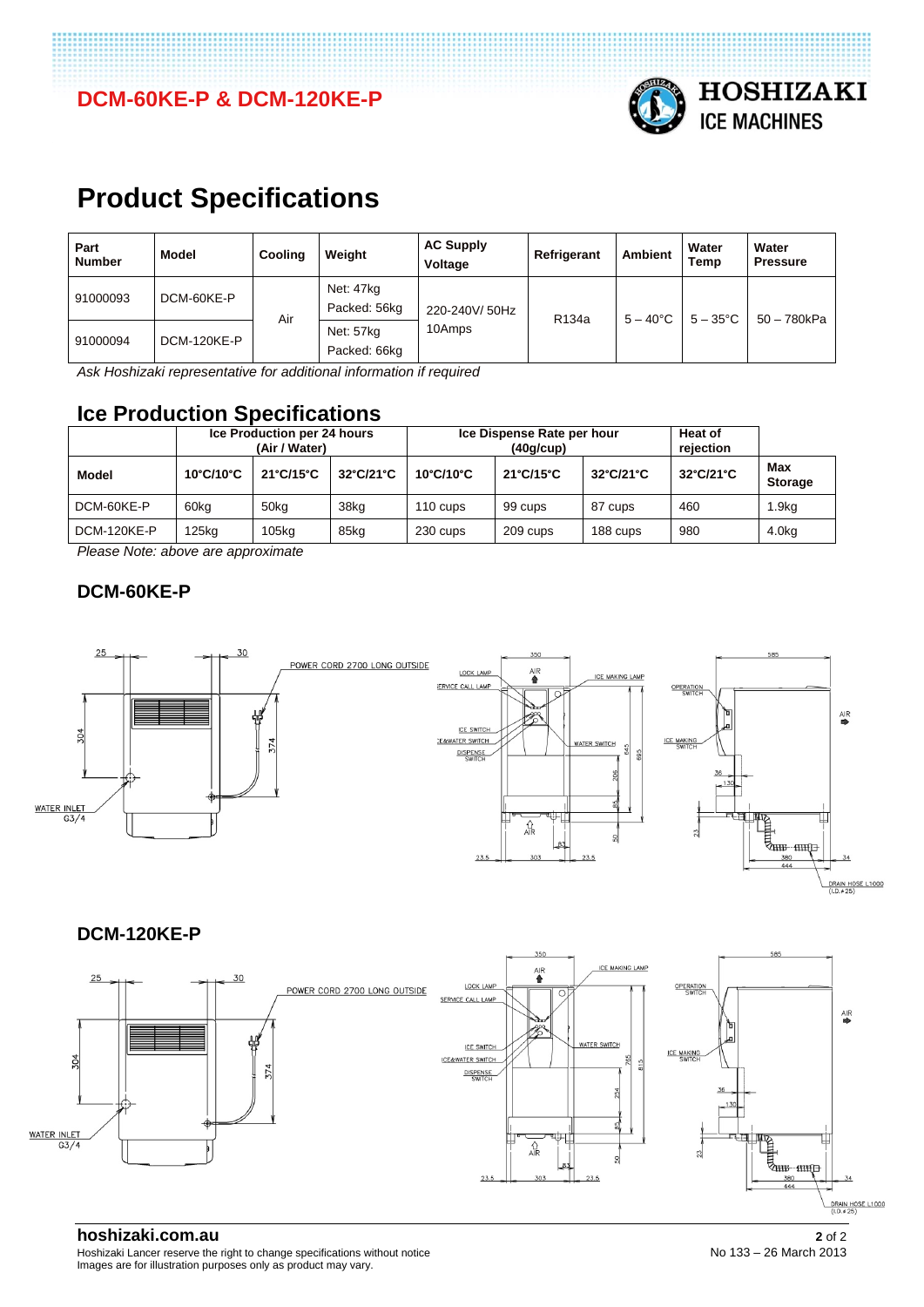## DCM-60KE-P & DCM-120KE-P

HOSHIZAKI
ICE MACHINES

# Product Specifications

| Part Number | Model | Cooling | Weight | AC Supply Voltage | Refrigerant | Ambient | Water Temp | Water Pressure |
|---|---|---|---|---|---|---|---|---|
| 91000093 | DCM-60KE-P | Air | Net: 47kg Packed: 56kg | 220-240V/ 50Hz 10Amps | R134a | 5 – 40°C | 5 – 35°C | 50 – 780kPa |
| 91000094 | DCM-120KE-P | | Net: 57kg Packed: 66kg | | | | | |

*Ask Hoshizaki representative for additional information if required*

## Ice Production Specifications

| | Ice Production per 24 hours (Air / Water) | | | Ice Dispense Rate per hour (40g/cup) | | | Heat of rejection | |
|---|---|---|---|---|---|---|---|---|
| **Model** | **10°C/10°C** | **21°C/15°C** | **32°C/21°C** | **10°C/10°C** | **21°C/15°C** | **32°C/21°C** | **32°C/21°C** | **Max Storage** |
| DCM-60KE-P | 60kg | 50kg | 38kg | 110 cups | 99 cups | 87 cups | 460 | 1.9kg |
| DCM-120KE-P | 125kg | 105kg | 85kg | 230 cups | 209 cups | 188 cups | 980 | 4.0kg |

*Please Note: above are approximate*

### DCM-60KE-P

25
30
POWER CORD 2700 LONG OUTSIDE
304
374
WATER INLET G3/4
350
LOCK LAMP
AIR
ICE MAKING LAMP
SERVICE CALL LAMP
ICE SWITCH
ICE&WATER SWITCH
DISPENSE SWITCH
WATER SWITCH
645
695
206
85
AIR
83
50
23.5
303
23.5
585
OPERATION SWITCH
AIR
ICE MAKING SWITCH
36
130
23
380
444
34
DRAIN HOSE L1000 (I.D.φ25)

### DCM-120KE-P

25
30
POWER CORD 2700 LONG OUTSIDE
304
374
WATER INLET G3/4
350
AIR
ICE MAKING LAMP
LOCK LAMP
SERVICE CALL LAMP
ICE SWITCH
ICE&WATER SWITCH
DISPENSE SWITCH
WATER SWITCH
765
815
234
85
AIR
83
50
23.5
303
23.5
585
OPERATION SWITCH
AIR
ICE MAKING SWITCH
36
130
23
380
444
34
DRAIN HOSE L1000 (I.D.φ25)

**hoshizaki.com.au**

Hoshizaki Lancer reserve the right to change specifications without notice
Images are for illustration purposes only as product may vary.

No 133 – 26 March 2013